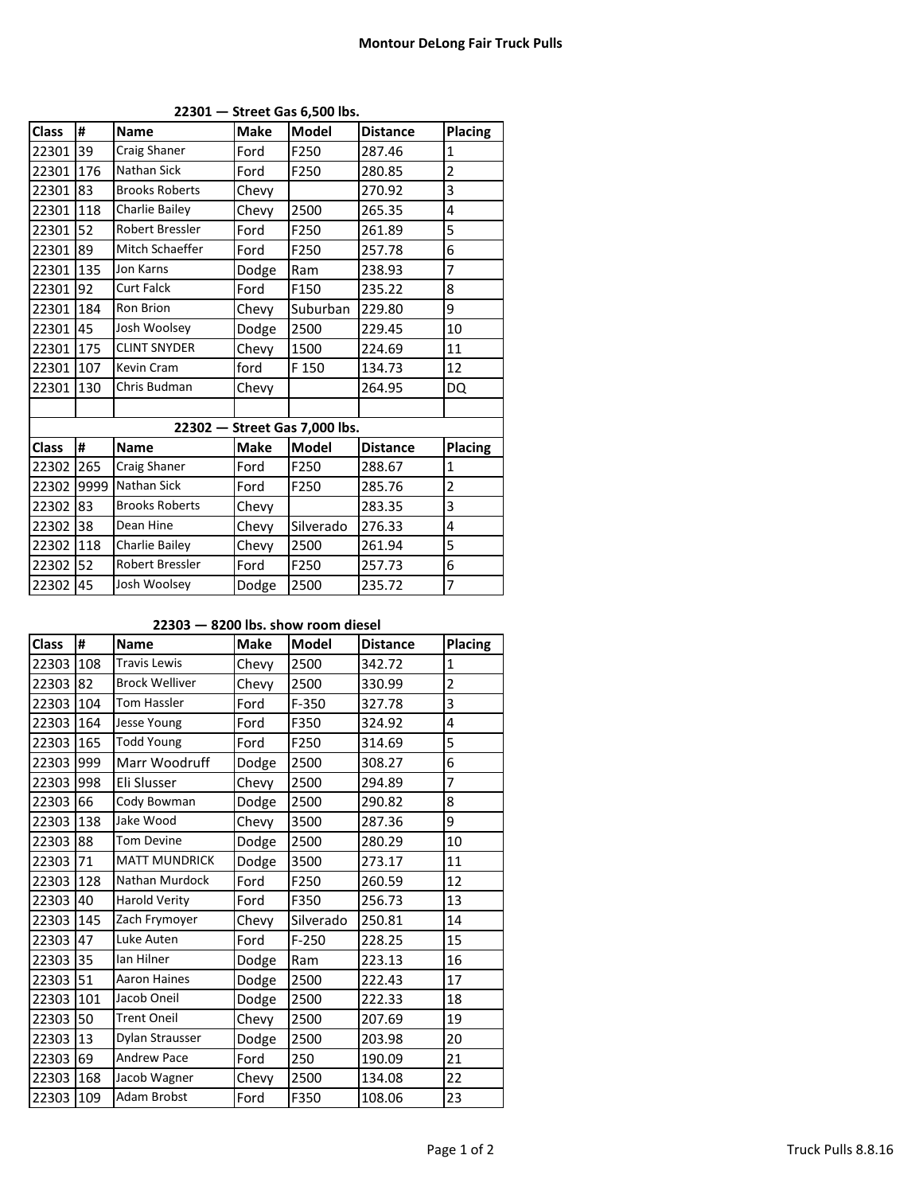# Montour DeLong Fair Truck Pulls

### 22301 — Street Gas 6,500 lbs.

| Class | # | Name | Make | Model | Distance | Placing |
|---|---|---|---|---|---|---|
| 22301 | 39 | Craig Shaner | Ford | F250 | 287.46 | 1 |
| 22301 | 176 | Nathan Sick | Ford | F250 | 280.85 | 2 |
| 22301 | 83 | Brooks Roberts | Chevy | | 270.92 | 3 |
| 22301 | 118 | Charlie Bailey | Chevy | 2500 | 265.35 | 4 |
| 22301 | 52 | Robert Bressler | Ford | F250 | 261.89 | 5 |
| 22301 | 89 | Mitch Schaeffer | Ford | F250 | 257.78 | 6 |
| 22301 | 135 | Jon Karns | Dodge | Ram | 238.93 | 7 |
| 22301 | 92 | Curt Falck | Ford | F150 | 235.22 | 8 |
| 22301 | 184 | Ron Brion | Chevy | Suburban | 229.80 | 9 |
| 22301 | 45 | Josh Woolsey | Dodge | 2500 | 229.45 | 10 |
| 22301 | 175 | CLINT SNYDER | Chevy | 1500 | 224.69 | 11 |
| 22301 | 107 | Kevin Cram | ford | F 150 | 134.73 | 12 |
| 22301 | 130 | Chris Budman | Chevy | | 264.95 | DQ |

### 22302 — Street Gas 7,000 lbs.

| Class | # | Name | Make | Model | Distance | Placing |
|---|---|---|---|---|---|---|
| 22302 | 265 | Craig Shaner | Ford | F250 | 288.67 | 1 |
| 22302 | 9999 | Nathan Sick | Ford | F250 | 285.76 | 2 |
| 22302 | 83 | Brooks Roberts | Chevy | | 283.35 | 3 |
| 22302 | 38 | Dean Hine | Chevy | Silverado | 276.33 | 4 |
| 22302 | 118 | Charlie Bailey | Chevy | 2500 | 261.94 | 5 |
| 22302 | 52 | Robert Bressler | Ford | F250 | 257.73 | 6 |
| 22302 | 45 | Josh Woolsey | Dodge | 2500 | 235.72 | 7 |

### 22303 — 8200 lbs. show room diesel

| Class | # | Name | Make | Model | Distance | Placing |
|---|---|---|---|---|---|---|
| 22303 | 108 | Travis Lewis | Chevy | 2500 | 342.72 | 1 |
| 22303 | 82 | Brock Welliver | Chevy | 2500 | 330.99 | 2 |
| 22303 | 104 | Tom Hassler | Ford | F-350 | 327.78 | 3 |
| 22303 | 164 | Jesse Young | Ford | F350 | 324.92 | 4 |
| 22303 | 165 | Todd Young | Ford | F250 | 314.69 | 5 |
| 22303 | 999 | Marr Woodruff | Dodge | 2500 | 308.27 | 6 |
| 22303 | 998 | Eli Slusser | Chevy | 2500 | 294.89 | 7 |
| 22303 | 66 | Cody Bowman | Dodge | 2500 | 290.82 | 8 |
| 22303 | 138 | Jake Wood | Chevy | 3500 | 287.36 | 9 |
| 22303 | 88 | Tom Devine | Dodge | 2500 | 280.29 | 10 |
| 22303 | 71 | MATT MUNDRICK | Dodge | 3500 | 273.17 | 11 |
| 22303 | 128 | Nathan Murdock | Ford | F250 | 260.59 | 12 |
| 22303 | 40 | Harold Verity | Ford | F350 | 256.73 | 13 |
| 22303 | 145 | Zach Frymoyer | Chevy | Silverado | 250.81 | 14 |
| 22303 | 47 | Luke Auten | Ford | F-250 | 228.25 | 15 |
| 22303 | 35 | Ian Hilner | Dodge | Ram | 223.13 | 16 |
| 22303 | 51 | Aaron Haines | Dodge | 2500 | 222.43 | 17 |
| 22303 | 101 | Jacob Oneil | Dodge | 2500 | 222.33 | 18 |
| 22303 | 50 | Trent Oneil | Chevy | 2500 | 207.69 | 19 |
| 22303 | 13 | Dylan Strausser | Dodge | 2500 | 203.98 | 20 |
| 22303 | 69 | Andrew Pace | Ford | 250 | 190.09 | 21 |
| 22303 | 168 | Jacob Wagner | Chevy | 2500 | 134.08 | 22 |
| 22303 | 109 | Adam Brobst | Ford | F350 | 108.06 | 23 |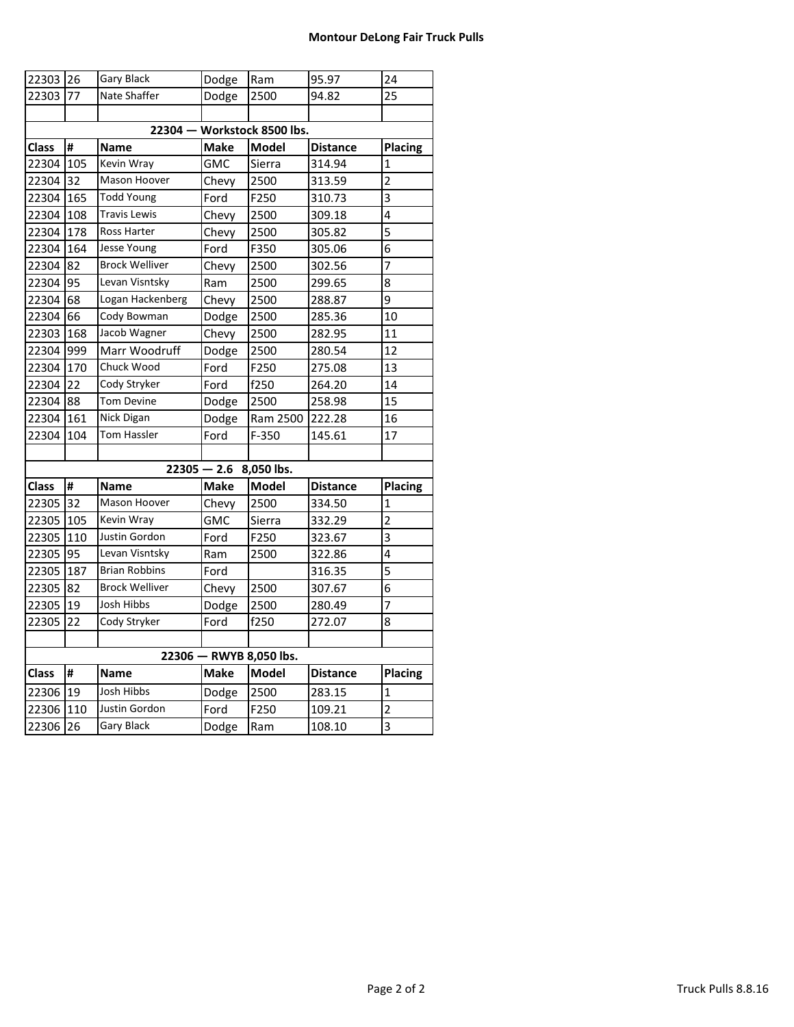| | | | | | | |
|---|---|---|---|---|---|---|
| 22303 | 26 | Gary Black | Dodge | Ram | 95.97 | 24 |
| 22303 | 77 | Nate Shaffer | Dodge | 2500 | 94.82 | 25 |

### 22304 — Workstock 8500 lbs.

| Class | # | Name | Make | Model | Distance | Placing |
|---|---|---|---|---|---|---|
| 22304 | 105 | Kevin Wray | GMC | Sierra | 314.94 | 1 |
| 22304 | 32 | Mason Hoover | Chevy | 2500 | 313.59 | 2 |
| 22304 | 165 | Todd Young | Ford | F250 | 310.73 | 3 |
| 22304 | 108 | Travis Lewis | Chevy | 2500 | 309.18 | 4 |
| 22304 | 178 | Ross Harter | Chevy | 2500 | 305.82 | 5 |
| 22304 | 164 | Jesse Young | Ford | F350 | 305.06 | 6 |
| 22304 | 82 | Brock Welliver | Chevy | 2500 | 302.56 | 7 |
| 22304 | 95 | Levan Visntsky | Ram | 2500 | 299.65 | 8 |
| 22304 | 68 | Logan Hackenberg | Chevy | 2500 | 288.87 | 9 |
| 22304 | 66 | Cody Bowman | Dodge | 2500 | 285.36 | 10 |
| 22303 | 168 | Jacob Wagner | Chevy | 2500 | 282.95 | 11 |
| 22304 | 999 | Marr Woodruff | Dodge | 2500 | 280.54 | 12 |
| 22304 | 170 | Chuck Wood | Ford | F250 | 275.08 | 13 |
| 22304 | 22 | Cody Stryker | Ford | f250 | 264.20 | 14 |
| 22304 | 88 | Tom Devine | Dodge | 2500 | 258.98 | 15 |
| 22304 | 161 | Nick Digan | Dodge | Ram 2500 | 222.28 | 16 |
| 22304 | 104 | Tom Hassler | Ford | F-350 | 145.61 | 17 |

### 22305 — 2.6 8,050 lbs.

| Class | # | Name | Make | Model | Distance | Placing |
|---|---|---|---|---|---|---|
| 22305 | 32 | Mason Hoover | Chevy | 2500 | 334.50 | 1 |
| 22305 | 105 | Kevin Wray | GMC | Sierra | 332.29 | 2 |
| 22305 | 110 | Justin Gordon | Ford | F250 | 323.67 | 3 |
| 22305 | 95 | Levan Visntsky | Ram | 2500 | 322.86 | 4 |
| 22305 | 187 | Brian Robbins | Ford | | 316.35 | 5 |
| 22305 | 82 | Brock Welliver | Chevy | 2500 | 307.67 | 6 |
| 22305 | 19 | Josh Hibbs | Dodge | 2500 | 280.49 | 7 |
| 22305 | 22 | Cody Stryker | Ford | f250 | 272.07 | 8 |

### 22306 — RWYB 8,050 lbs.

| Class | # | Name | Make | Model | Distance | Placing |
|---|---|---|---|---|---|---|
| 22306 | 19 | Josh Hibbs | Dodge | 2500 | 283.15 | 1 |
| 22306 | 110 | Justin Gordon | Ford | F250 | 109.21 | 2 |
| 22306 | 26 | Gary Black | Dodge | Ram | 108.10 | 3 |